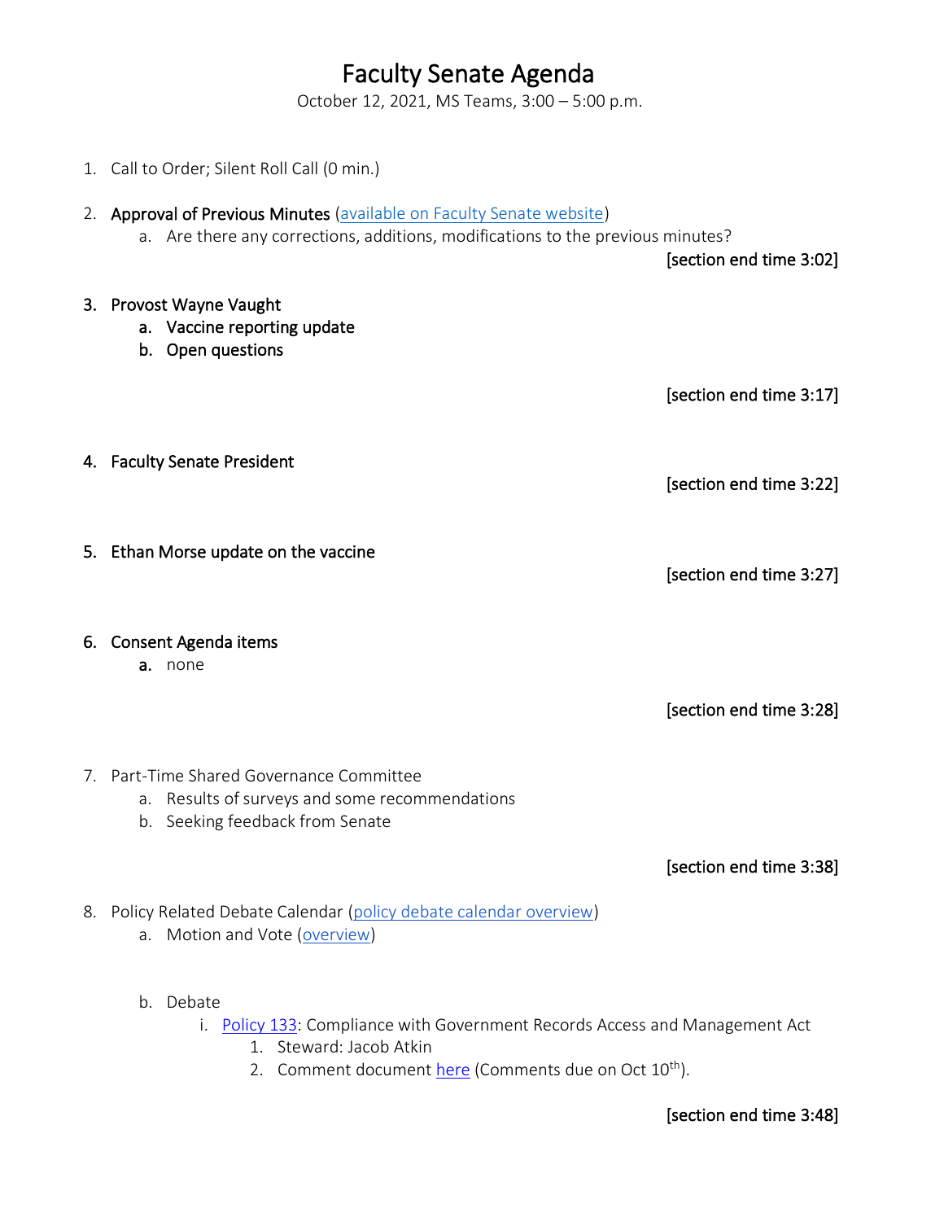# Faculty Senate Agenda

October 12, 2021, MS Teams, 3:00 – 5:00 p.m.

1. Call to Order; Silent Roll Call (0 min.)

2. **Approval of Previous Minutes** (available on Faculty Senate website)
   a. Are there any corrections, additions, modifications to the previous minutes?

   [section end time 3:02]

3. **Provost Wayne Vaught**
   a. **Vaccine reporting update**
   b. **Open questions**

   [section end time 3:17]

4. **Faculty Senate President**

   [section end time 3:22]

5. **Ethan Morse update on the vaccine**

   [section end time 3:27]

6. **Consent Agenda items**
   a. none

   [section end time 3:28]

7. Part-Time Shared Governance Committee
   a. Results of surveys and some recommendations
   b. Seeking feedback from Senate

   [section end time 3:38]

8. Policy Related Debate Calendar (policy debate calendar overview)
   a. Motion and Vote (overview)

   b. Debate
      i. Policy 133: Compliance with Government Records Access and Management Act
         1. Steward: Jacob Atkin
         2. Comment document here (Comments due on Oct 10th).

   [section end time 3:48]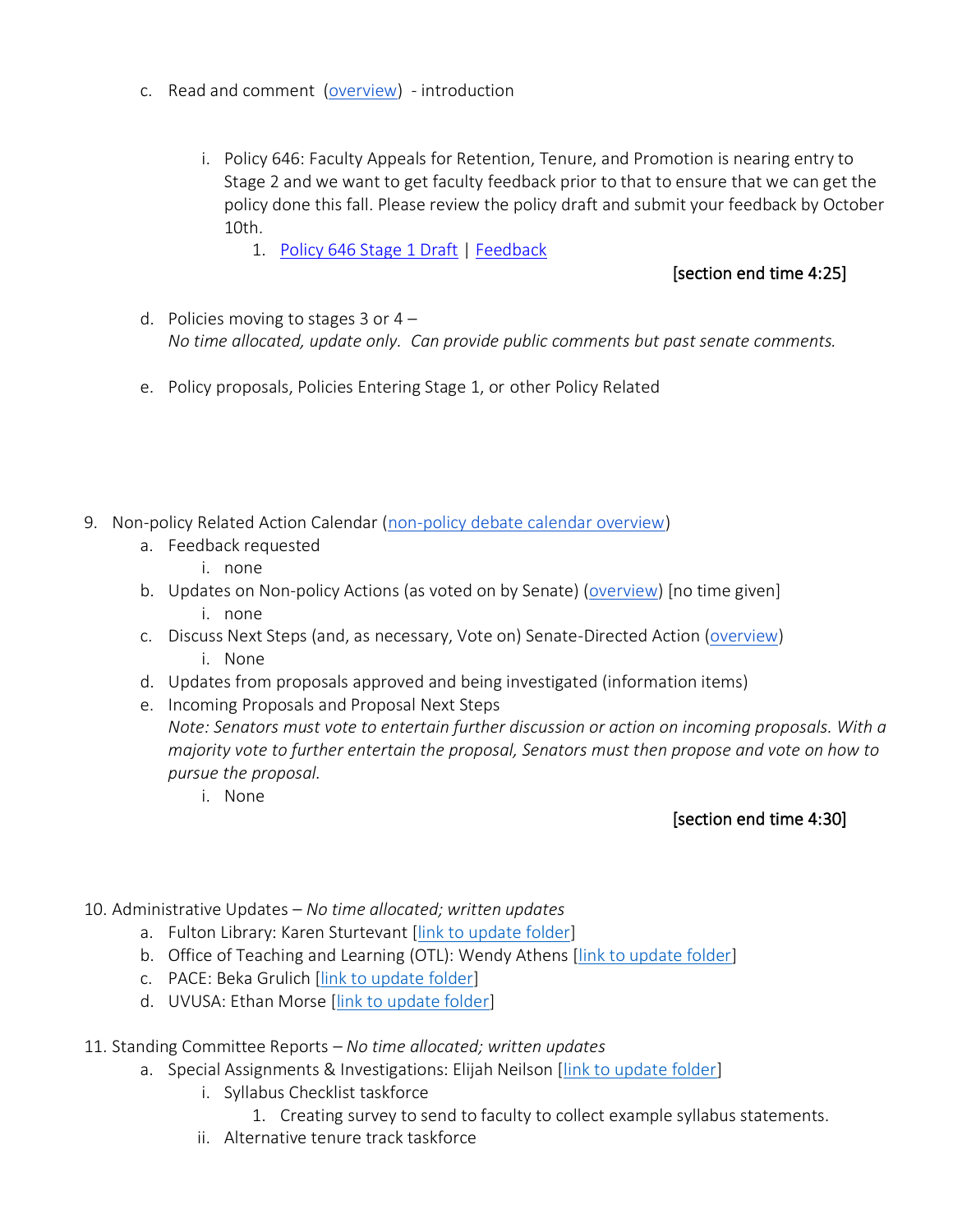c. Read and comment (overview) - introduction

      i. Policy 646: Faculty Appeals for Retention, Tenure, and Promotion is nearing entry to Stage 2 and we want to get faculty feedback prior to that to ensure that we can get the policy done this fall. Please review the policy draft and submit your feedback by October 10th.

         1. Policy 646 Stage 1 Draft | Feedback

[section end time 4:25]

   d. Policies moving to stages 3 or 4 –
      *No time allocated, update only. Can provide public comments but past senate comments.*

   e. Policy proposals, Policies Entering Stage 1, or other Policy Related

9. Non-policy Related Action Calendar (non-policy debate calendar overview)
   a. Feedback requested
      i. none
   b. Updates on Non-policy Actions (as voted on by Senate) (overview) [no time given]
      i. none
   c. Discuss Next Steps (and, as necessary, Vote on) Senate-Directed Action (overview)
      i. None
   d. Updates from proposals approved and being investigated (information items)
   e. Incoming Proposals and Proposal Next Steps
      *Note: Senators must vote to entertain further discussion or action on incoming proposals. With a majority vote to further entertain the proposal, Senators must then propose and vote on how to pursue the proposal.*
      i. None

[section end time 4:30]

10. Administrative Updates – *No time allocated; written updates*
    a. Fulton Library: Karen Sturtevant [link to update folder]
    b. Office of Teaching and Learning (OTL): Wendy Athens [link to update folder]
    c. PACE: Beka Grulich [link to update folder]
    d. UVUSA: Ethan Morse [link to update folder]

11. Standing Committee Reports – *No time allocated; written updates*
    a. Special Assignments & Investigations: Elijah Neilson [link to update folder]
       i. Syllabus Checklist taskforce
          1. Creating survey to send to faculty to collect example syllabus statements.
       ii. Alternative tenure track taskforce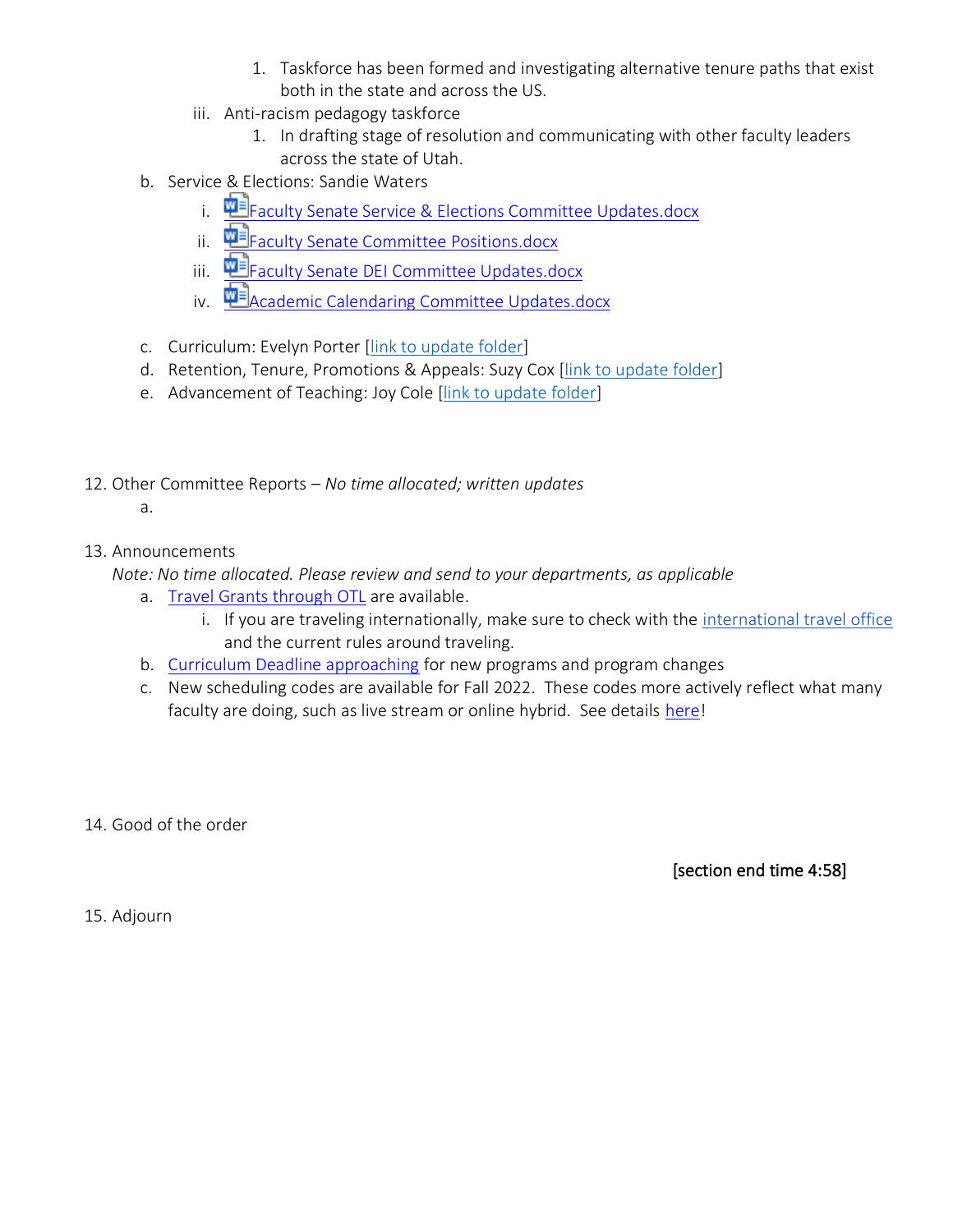1. Taskforce has been formed and investigating alternative tenure paths that exist both in the state and across the US.
    iii. Anti-racism pedagogy taskforce
        1. In drafting stage of resolution and communicating with other faculty leaders across the state of Utah.
  b. Service & Elections: Sandie Waters
    i. Faculty Senate Service & Elections Committee Updates.docx
    ii. Faculty Senate Committee Positions.docx
    iii. Faculty Senate DEI Committee Updates.docx
    iv. Academic Calendaring Committee Updates.docx
  c. Curriculum: Evelyn Porter [link to update folder]
  d. Retention, Tenure, Promotions & Appeals: Suzy Cox [link to update folder]
  e. Advancement of Teaching: Joy Cole [link to update folder]

12. Other Committee Reports – *No time allocated; written updates*
  a.

13. Announcements
  *Note: No time allocated. Please review and send to your departments, as applicable*
  a. Travel Grants through OTL are available.
    i. If you are traveling internationally, make sure to check with the international travel office and the current rules around traveling.
  b. Curriculum Deadline approaching for new programs and program changes
  c. New scheduling codes are available for Fall 2022. These codes more actively reflect what many faculty are doing, such as live stream or online hybrid. See details here!

14. Good of the order

**[section end time 4:58]**

15. Adjourn